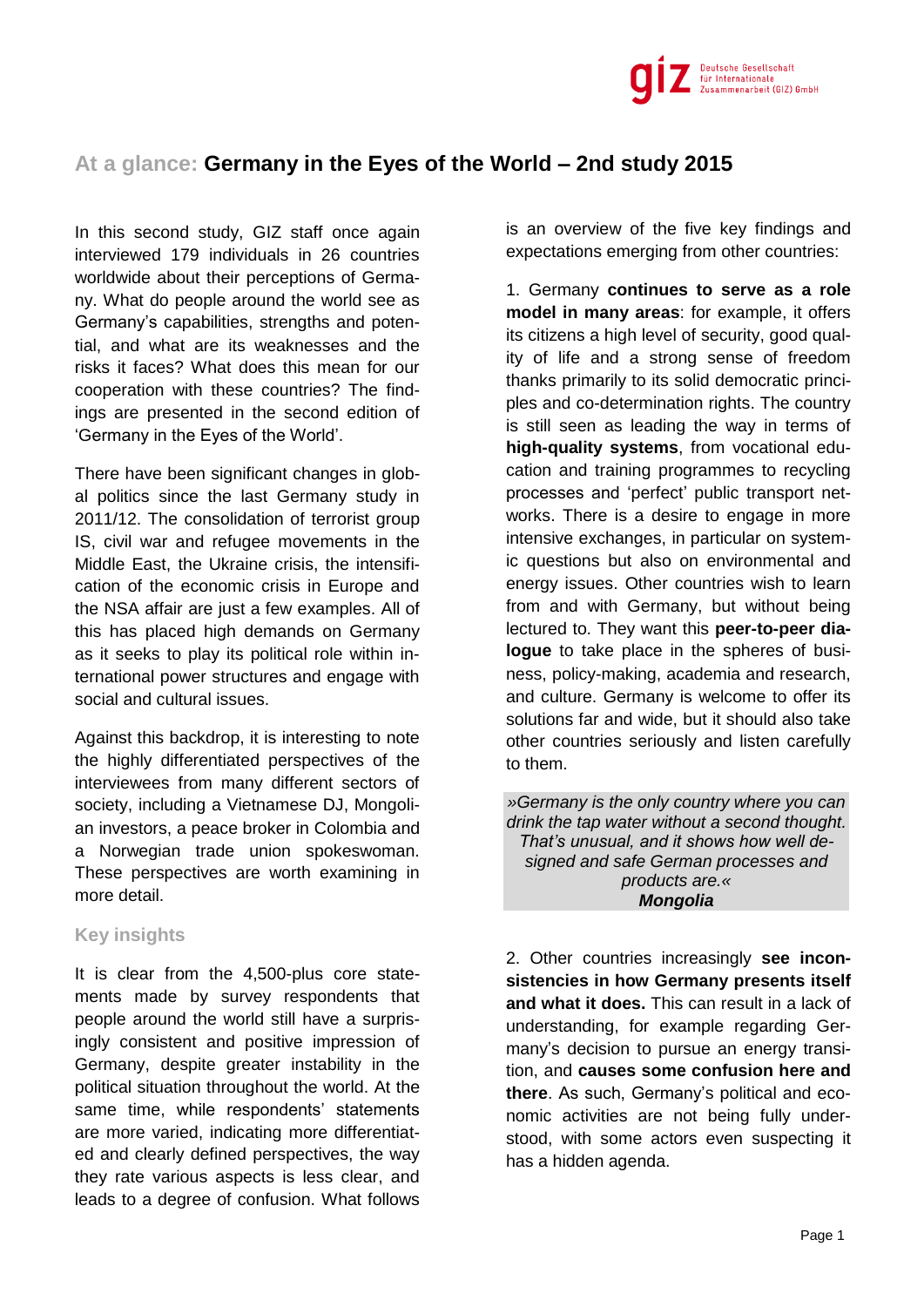# At a glance: Germany in the Eyes of the World – 2nd study 2015

In this second study, GIZ staff once again interviewed 179 individuals in 26 countries worldwide about their perceptions of Germany. What do people around the world see as Germany's capabilities, strengths and potential, and what are its weaknesses and the risks it faces? What does this mean for our cooperation with these countries? The findings are presented in the second edition of 'Germany in the Eyes of the World'.

There have been significant changes in global politics since the last Germany study in 2011/12. The consolidation of terrorist group IS, civil war and refugee movements in the Middle East, the Ukraine crisis, the intensification of the economic crisis in Europe and the NSA affair are just a few examples. All of this has placed high demands on Germany as it seeks to play its political role within international power structures and engage with social and cultural issues.

Against this backdrop, it is interesting to note the highly differentiated perspectives of the interviewees from many different sectors of society, including a Vietnamese DJ, Mongolian investors, a peace broker in Colombia and a Norwegian trade union spokeswoman. These perspectives are worth examining in more detail.

## Key insights

It is clear from the 4,500-plus core statements made by survey respondents that people around the world still have a surprisingly consistent and positive impression of Germany, despite greater instability in the political situation throughout the world. At the same time, while respondents' statements are more varied, indicating more differentiated and clearly defined perspectives, the way they rate various aspects is less clear, and leads to a degree of confusion. What follows is an overview of the five key findings and expectations emerging from other countries:

1. Germany **continues to serve as a role model in many areas**: for example, it offers its citizens a high level of security, good quality of life and a strong sense of freedom thanks primarily to its solid democratic principles and co-determination rights. The country is still seen as leading the way in terms of **high-quality systems**, from vocational education and training programmes to recycling processes and 'perfect' public transport networks. There is a desire to engage in more intensive exchanges, in particular on systemic questions but also on environmental and energy issues. Other countries wish to learn from and with Germany, but without being lectured to. They want this **peer-to-peer dialogue** to take place in the spheres of business, policy-making, academia and research, and culture. Germany is welcome to offer its solutions far and wide, but it should also take other countries seriously and listen carefully to them.

> *»Germany is the only country where you can drink the tap water without a second thought. That's unusual, and it shows how well designed and safe German processes and products are.«*
> ***Mongolia***

2. Other countries increasingly **see inconsistencies in how Germany presents itself and what it does.** This can result in a lack of understanding, for example regarding Germany's decision to pursue an energy transition, and **causes some confusion here and there**. As such, Germany's political and economic activities are not being fully understood, with some actors even suspecting it has a hidden agenda.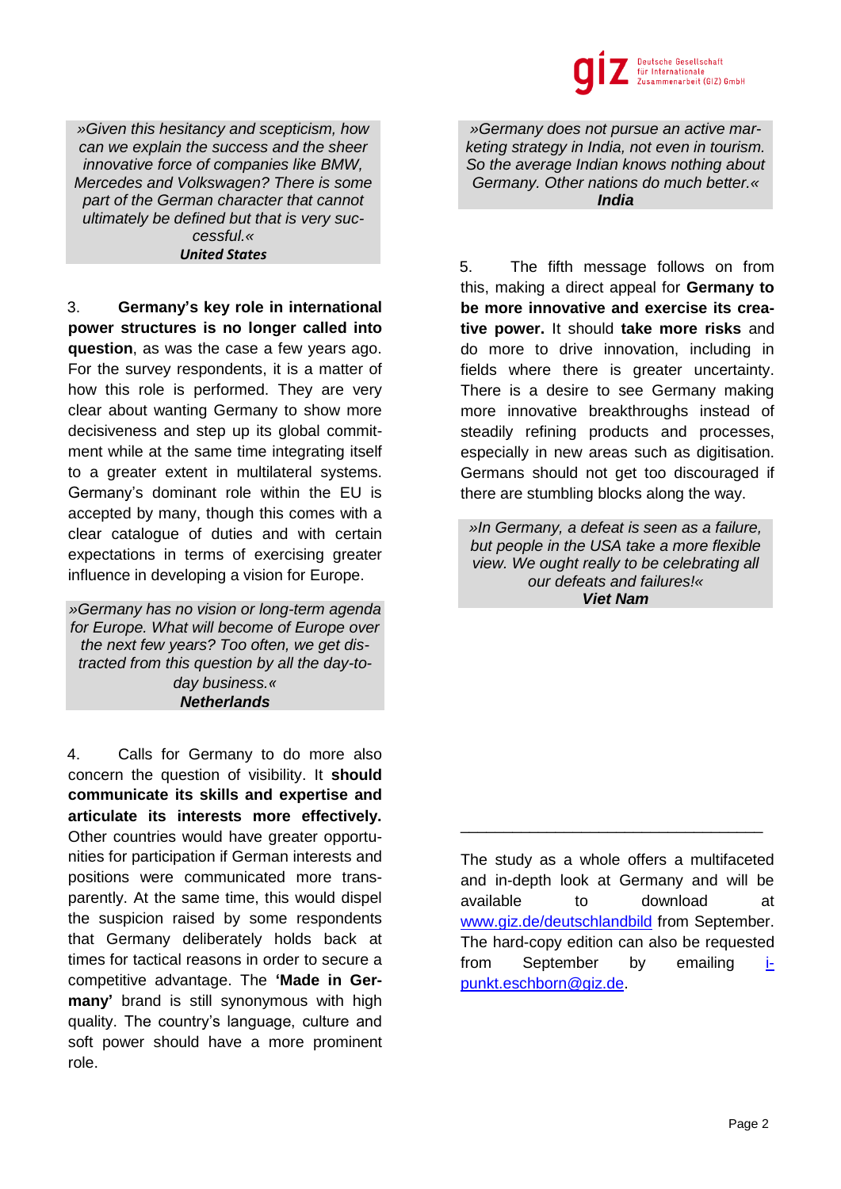*»Given this hesitancy and scepticism, how can we explain the success and the sheer innovative force of companies like BMW, Mercedes and Volkswagen? There is some part of the German character that cannot ultimately be defined but that is very successful.«*
***United States***

3. **Germany's key role in international power structures is no longer called into question**, as was the case a few years ago. For the survey respondents, it is a matter of how this role is performed. They are very clear about wanting Germany to show more decisiveness and step up its global commitment while at the same time integrating itself to a greater extent in multilateral systems. Germany's dominant role within the EU is accepted by many, though this comes with a clear catalogue of duties and with certain expectations in terms of exercising greater influence in developing a vision for Europe.

*»Germany has no vision or long-term agenda for Europe. What will become of Europe over the next few years? Too often, we get distracted from this question by all the day-to-day business.«*
***Netherlands***

4. Calls for Germany to do more also concern the question of visibility. It **should communicate its skills and expertise and articulate its interests more effectively.** Other countries would have greater opportunities for participation if German interests and positions were communicated more transparently. At the same time, this would dispel the suspicion raised by some respondents that Germany deliberately holds back at times for tactical reasons in order to secure a competitive advantage. The **'Made in Germany'** brand is still synonymous with high quality. The country's language, culture and soft power should have a more prominent role.

*»Germany does not pursue an active marketing strategy in India, not even in tourism. So the average Indian knows nothing about Germany. Other nations do much better.«*
***India***

5. The fifth message follows on from this, making a direct appeal for **Germany to be more innovative and exercise its creative power.** It should **take more risks** and do more to drive innovation, including in fields where there is greater uncertainty. There is a desire to see Germany making more innovative breakthroughs instead of steadily refining products and processes, especially in new areas such as digitisation. Germans should not get too discouraged if there are stumbling blocks along the way.

*»In Germany, a defeat is seen as a failure, but people in the USA take a more flexible view. We ought really to be celebrating all our defeats and failures!«*
***Viet Nam***

---

The study as a whole offers a multifaceted and in-depth look at Germany and will be available to download at www.giz.de/deutschlandbild from September. The hard-copy edition can also be requested from September by emailing i-punkt.eschborn@giz.de.